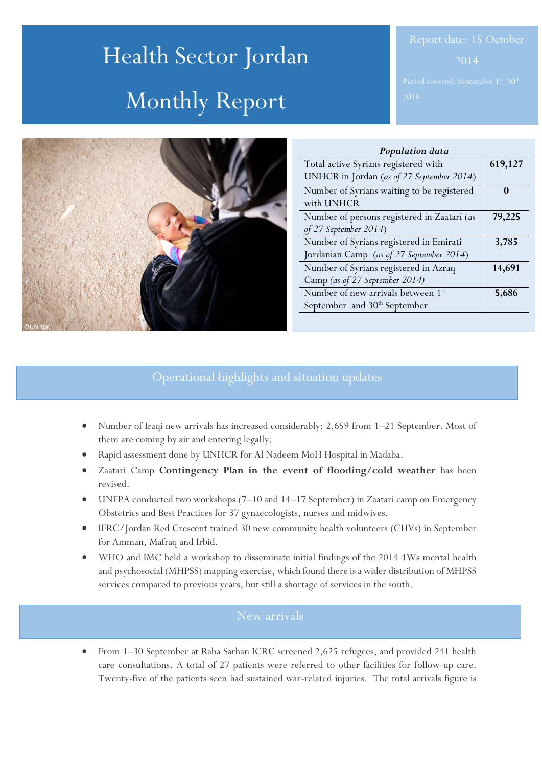# Health Sector Jordan Monthly Report

Report date: 15 October 2014

Period covered: September 1st–30th 2014

***Population data***

| | |
|---|---|
| Total active Syrians registered with UNHCR in Jordan (*as of 27 September 2014*) | **619,127** |
| Number of Syrians waiting to be registered with UNHCR | **0** |
| Number of persons registered in Zaatari (*as of 27 September 2014*) | **79,225** |
| Number of Syrians registered in Emirati Jordanian Camp (*as of 27 September 2014*) | **3,785** |
| Number of Syrians registered in Azraq Camp (*as of 27 September 2014)* | **14,691** |
| Number of new arrivals between 1st September and 30th September | **5,686** |

## Operational highlights and situation updates

- Number of Iraqi new arrivals has increased considerably: 2,659 from 1–21 September. Most of them are coming by air and entering legally.
- Rapid assessment done by UNHCR for Al Nadeem MoH Hospital in Madaba.
- Zaatari Camp **Contingency Plan in the event of flooding/cold weather** has been revised.
- UNFPA conducted two workshops (7–10 and 14–17 September) in Zaatari camp on Emergency Obstetrics and Best Practices for 37 gynaecologists, nurses and midwives.
- IFRC/Jordan Red Crescent trained 30 new community health volunteers (CHVs) in September for Amman, Mafraq and Irbid.
- WHO and IMC held a workshop to disseminate initial findings of the 2014 4Ws mental health and psychosocial (MHPSS) mapping exercise, which found there is a wider distribution of MHPSS services compared to previous years, but still a shortage of services in the south.

## New arrivals

- From 1–30 September at Raba Sarhan ICRC screened 2,625 refugees, and provided 241 health care consultations. A total of 27 patients were referred to other facilities for follow-up care. Twenty-five of the patients seen had sustained war-related injuries. The total arrivals figure is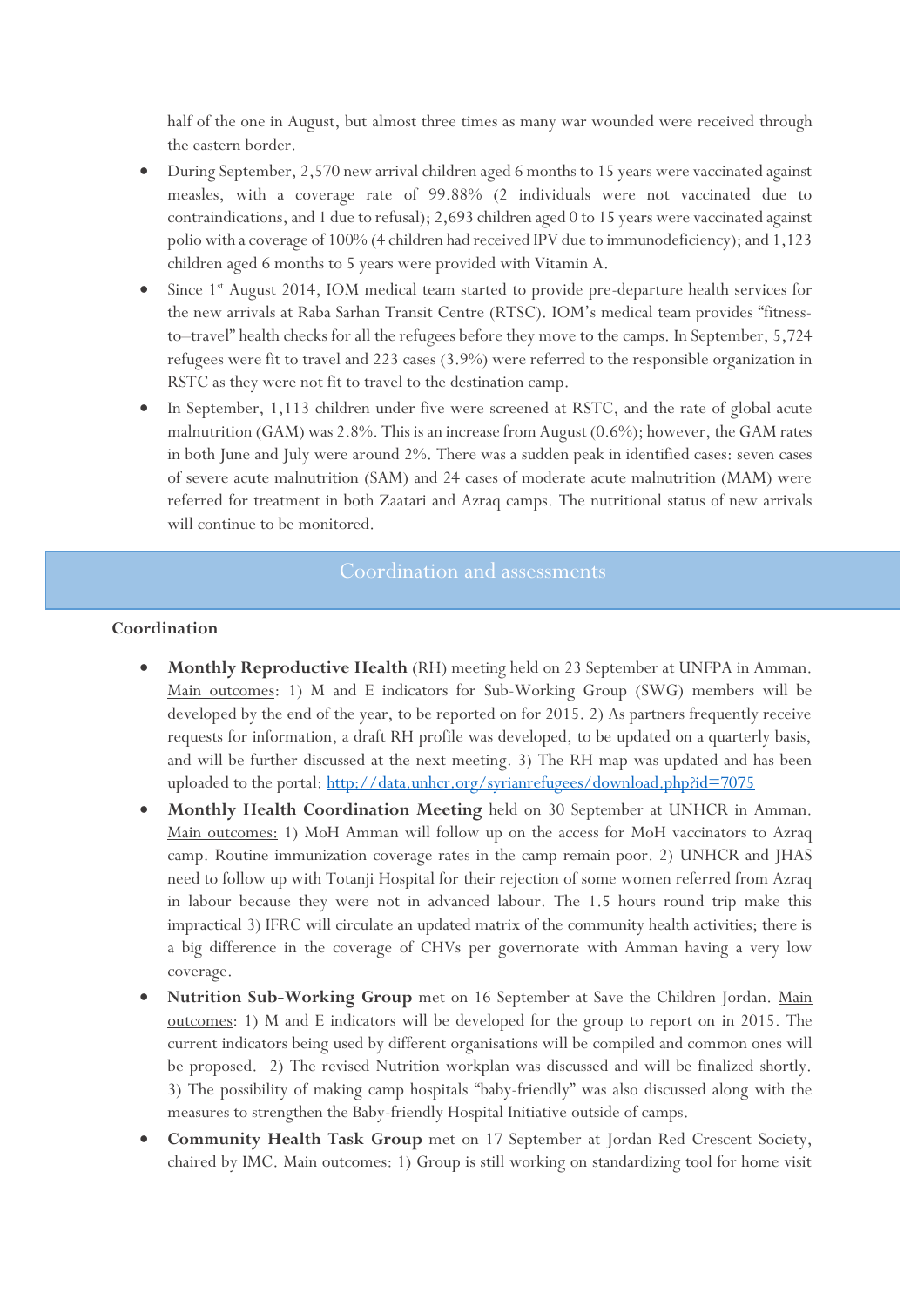half of the one in August, but almost three times as many war wounded were received through the eastern border.

- During September, 2,570 new arrival children aged 6 months to 15 years were vaccinated against measles, with a coverage rate of 99.88% (2 individuals were not vaccinated due to contraindications, and 1 due to refusal); 2,693 children aged 0 to 15 years were vaccinated against polio with a coverage of 100% (4 children had received IPV due to immunodeficiency); and 1,123 children aged 6 months to 5 years were provided with Vitamin A.
- Since 1st August 2014, IOM medical team started to provide pre-departure health services for the new arrivals at Raba Sarhan Transit Centre (RTSC). IOM's medical team provides "fitness-to–travel" health checks for all the refugees before they move to the camps. In September, 5,724 refugees were fit to travel and 223 cases (3.9%) were referred to the responsible organization in RSTC as they were not fit to travel to the destination camp.
- In September, 1,113 children under five were screened at RSTC, and the rate of global acute malnutrition (GAM) was 2.8%. This is an increase from August (0.6%); however, the GAM rates in both June and July were around 2%. There was a sudden peak in identified cases: seven cases of severe acute malnutrition (SAM) and 24 cases of moderate acute malnutrition (MAM) were referred for treatment in both Zaatari and Azraq camps. The nutritional status of new arrivals will continue to be monitored.

## Coordination and assessments

### Coordination

- **Monthly Reproductive Health** (RH) meeting held on 23 September at UNFPA in Amman. Main outcomes: 1) M and E indicators for Sub-Working Group (SWG) members will be developed by the end of the year, to be reported on for 2015. 2) As partners frequently receive requests for information, a draft RH profile was developed, to be updated on a quarterly basis, and will be further discussed at the next meeting. 3) The RH map was updated and has been uploaded to the portal: http://data.unhcr.org/syrianrefugees/download.php?id=7075
- **Monthly Health Coordination Meeting** held on 30 September at UNHCR in Amman. Main outcomes: 1) MoH Amman will follow up on the access for MoH vaccinators to Azraq camp. Routine immunization coverage rates in the camp remain poor. 2) UNHCR and JHAS need to follow up with Totanji Hospital for their rejection of some women referred from Azraq in labour because they were not in advanced labour. The 1.5 hours round trip make this impractical 3) IFRC will circulate an updated matrix of the community health activities; there is a big difference in the coverage of CHVs per governorate with Amman having a very low coverage.
- **Nutrition Sub-Working Group** met on 16 September at Save the Children Jordan. Main outcomes: 1) M and E indicators will be developed for the group to report on in 2015. The current indicators being used by different organisations will be compiled and common ones will be proposed. 2) The revised Nutrition workplan was discussed and will be finalized shortly. 3) The possibility of making camp hospitals "baby-friendly" was also discussed along with the measures to strengthen the Baby-friendly Hospital Initiative outside of camps.
- **Community Health Task Group** met on 17 September at Jordan Red Crescent Society, chaired by IMC. Main outcomes: 1) Group is still working on standardizing tool for home visit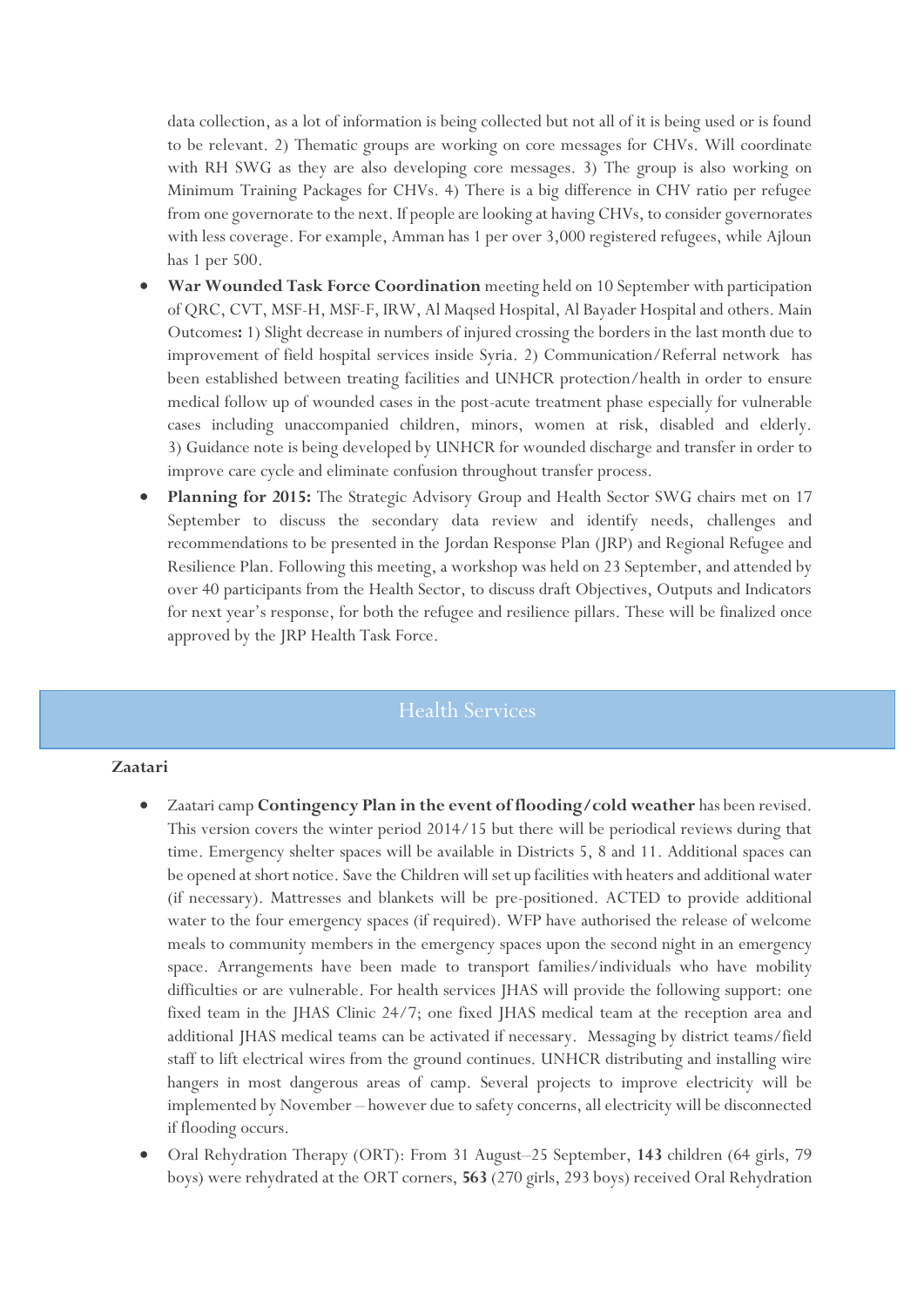data collection, as a lot of information is being collected but not all of it is being used or is found to be relevant. 2) Thematic groups are working on core messages for CHVs. Will coordinate with RH SWG as they are also developing core messages. 3) The group is also working on Minimum Training Packages for CHVs. 4) There is a big difference in CHV ratio per refugee from one governorate to the next. If people are looking at having CHVs, to consider governorates with less coverage. For example, Amman has 1 per over 3,000 registered refugees, while Ajloun has 1 per 500.

- **War Wounded Task Force Coordination** meeting held on 10 September with participation of QRC, CVT, MSF-H, MSF-F, IRW, Al Maqsed Hospital, Al Bayader Hospital and others. Main Outcomes**:** 1) Slight decrease in numbers of injured crossing the borders in the last month due to improvement of field hospital services inside Syria. 2) Communication/Referral network has been established between treating facilities and UNHCR protection/health in order to ensure medical follow up of wounded cases in the post-acute treatment phase especially for vulnerable cases including unaccompanied children, minors, women at risk, disabled and elderly. 3) Guidance note is being developed by UNHCR for wounded discharge and transfer in order to improve care cycle and eliminate confusion throughout transfer process.
- **Planning for 2015:** The Strategic Advisory Group and Health Sector SWG chairs met on 17 September to discuss the secondary data review and identify needs, challenges and recommendations to be presented in the Jordan Response Plan (JRP) and Regional Refugee and Resilience Plan. Following this meeting, a workshop was held on 23 September, and attended by over 40 participants from the Health Sector, to discuss draft Objectives, Outputs and Indicators for next year's response, for both the refugee and resilience pillars. These will be finalized once approved by the JRP Health Task Force.

## Health Services

**Zaatari**

- Zaatari camp **Contingency Plan in the event of flooding/cold weather** has been revised. This version covers the winter period 2014/15 but there will be periodical reviews during that time. Emergency shelter spaces will be available in Districts 5, 8 and 11. Additional spaces can be opened at short notice. Save the Children will set up facilities with heaters and additional water (if necessary). Mattresses and blankets will be pre-positioned. ACTED to provide additional water to the four emergency spaces (if required). WFP have authorised the release of welcome meals to community members in the emergency spaces upon the second night in an emergency space. Arrangements have been made to transport families/individuals who have mobility difficulties or are vulnerable. For health services JHAS will provide the following support: one fixed team in the JHAS Clinic 24/7; one fixed JHAS medical team at the reception area and additional JHAS medical teams can be activated if necessary. Messaging by district teams/field staff to lift electrical wires from the ground continues. UNHCR distributing and installing wire hangers in most dangerous areas of camp. Several projects to improve electricity will be implemented by November – however due to safety concerns, all electricity will be disconnected if flooding occurs.
- Oral Rehydration Therapy (ORT): From 31 August–25 September, **143** children (64 girls, 79 boys) were rehydrated at the ORT corners, **563** (270 girls, 293 boys) received Oral Rehydration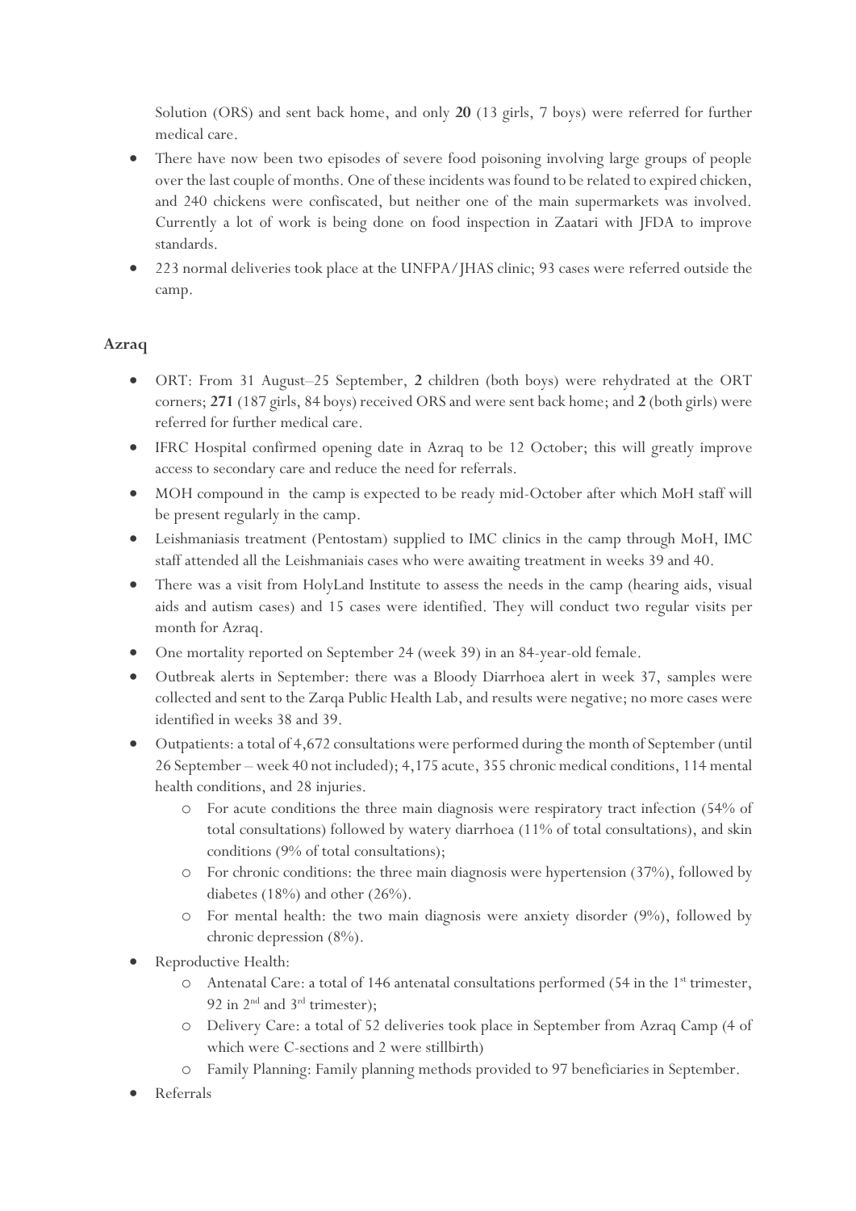Solution (ORS) and sent back home, and only **20** (13 girls, 7 boys) were referred for further medical care.

- There have now been two episodes of severe food poisoning involving large groups of people over the last couple of months. One of these incidents was found to be related to expired chicken, and 240 chickens were confiscated, but neither one of the main supermarkets was involved. Currently a lot of work is being done on food inspection in Zaatari with JFDA to improve standards.
- 223 normal deliveries took place at the UNFPA/JHAS clinic; 93 cases were referred outside the camp.

## Azraq

- ORT: From 31 August–25 September, **2** children (both boys) were rehydrated at the ORT corners; **271** (187 girls, 84 boys) received ORS and were sent back home; and **2** (both girls) were referred for further medical care.
- IFRC Hospital confirmed opening date in Azraq to be 12 October; this will greatly improve access to secondary care and reduce the need for referrals.
- MOH compound in the camp is expected to be ready mid-October after which MoH staff will be present regularly in the camp.
- Leishmaniasis treatment (Pentostam) supplied to IMC clinics in the camp through MoH, IMC staff attended all the Leishmaniais cases who were awaiting treatment in weeks 39 and 40.
- There was a visit from HolyLand Institute to assess the needs in the camp (hearing aids, visual aids and autism cases) and 15 cases were identified. They will conduct two regular visits per month for Azraq.
- One mortality reported on September 24 (week 39) in an 84-year-old female.
- Outbreak alerts in September: there was a Bloody Diarrhoea alert in week 37, samples were collected and sent to the Zarqa Public Health Lab, and results were negative; no more cases were identified in weeks 38 and 39.
- Outpatients: a total of 4,672 consultations were performed during the month of September (until 26 September – week 40 not included); 4,175 acute, 355 chronic medical conditions, 114 mental health conditions, and 28 injuries.
  - For acute conditions the three main diagnosis were respiratory tract infection (54% of total consultations) followed by watery diarrhoea (11% of total consultations), and skin conditions (9% of total consultations);
  - For chronic conditions: the three main diagnosis were hypertension (37%), followed by diabetes (18%) and other (26%).
  - For mental health: the two main diagnosis were anxiety disorder (9%), followed by chronic depression (8%).
- Reproductive Health:
  - Antenatal Care: a total of 146 antenatal consultations performed (54 in the 1st trimester, 92 in 2nd and 3rd trimester);
  - Delivery Care: a total of 52 deliveries took place in September from Azraq Camp (4 of which were C-sections and 2 were stillbirth)
  - Family Planning: Family planning methods provided to 97 beneficiaries in September.
- Referrals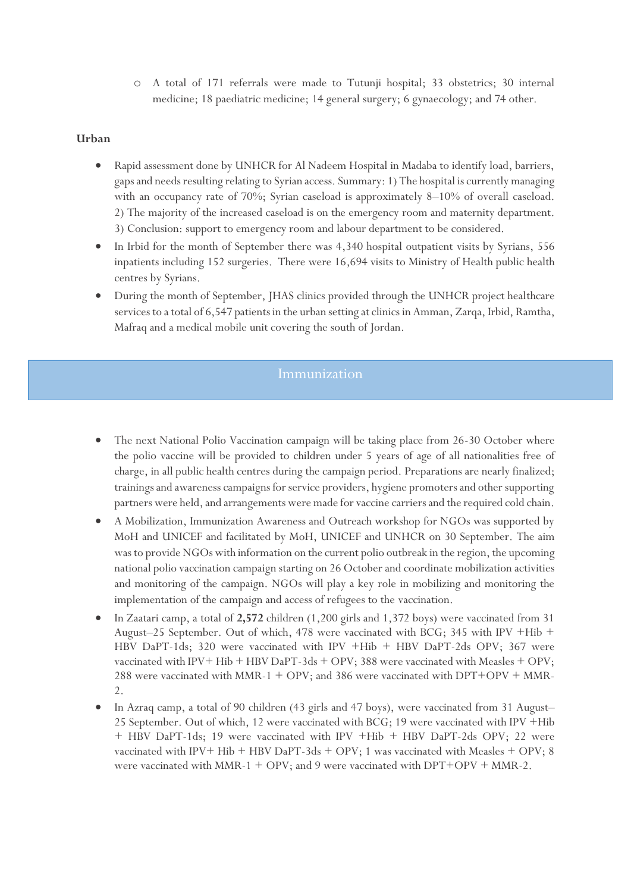- A total of 171 referrals were made to Tutunji hospital; 33 obstetrics; 30 internal medicine; 18 paediatric medicine; 14 general surgery; 6 gynaecology; and 74 other.

**Urban**

- Rapid assessment done by UNHCR for Al Nadeem Hospital in Madaba to identify load, barriers, gaps and needs resulting relating to Syrian access. Summary: 1) The hospital is currently managing with an occupancy rate of 70%; Syrian caseload is approximately 8–10% of overall caseload. 2) The majority of the increased caseload is on the emergency room and maternity department. 3) Conclusion: support to emergency room and labour department to be considered.
- In Irbid for the month of September there was 4,340 hospital outpatient visits by Syrians, 556 inpatients including 152 surgeries. There were 16,694 visits to Ministry of Health public health centres by Syrians.
- During the month of September, JHAS clinics provided through the UNHCR project healthcare services to a total of 6,547 patients in the urban setting at clinics in Amman, Zarqa, Irbid, Ramtha, Mafraq and a medical mobile unit covering the south of Jordan.

## Immunization

- The next National Polio Vaccination campaign will be taking place from 26-30 October where the polio vaccine will be provided to children under 5 years of age of all nationalities free of charge, in all public health centres during the campaign period. Preparations are nearly finalized; trainings and awareness campaigns for service providers, hygiene promoters and other supporting partners were held, and arrangements were made for vaccine carriers and the required cold chain.
- A Mobilization, Immunization Awareness and Outreach workshop for NGOs was supported by MoH and UNICEF and facilitated by MoH, UNICEF and UNHCR on 30 September. The aim was to provide NGOs with information on the current polio outbreak in the region, the upcoming national polio vaccination campaign starting on 26 October and coordinate mobilization activities and monitoring of the campaign. NGOs will play a key role in mobilizing and monitoring the implementation of the campaign and access of refugees to the vaccination.
- In Zaatari camp, a total of **2,572** children (1,200 girls and 1,372 boys) were vaccinated from 31 August–25 September. Out of which, 478 were vaccinated with BCG; 345 with IPV +Hib + HBV DaPT-1ds; 320 were vaccinated with IPV +Hib + HBV DaPT-2ds OPV; 367 were vaccinated with IPV+ Hib + HBV DaPT-3ds + OPV; 388 were vaccinated with Measles + OPV; 288 were vaccinated with MMR-1 + OPV; and 386 were vaccinated with DPT+OPV + MMR-2.
- In Azraq camp, a total of 90 children (43 girls and 47 boys), were vaccinated from 31 August–25 September. Out of which, 12 were vaccinated with BCG; 19 were vaccinated with IPV +Hib + HBV DaPT-1ds; 19 were vaccinated with IPV +Hib + HBV DaPT-2ds OPV; 22 were vaccinated with IPV+ Hib + HBV DaPT-3ds + OPV; 1 was vaccinated with Measles + OPV; 8 were vaccinated with MMR-1 + OPV; and 9 were vaccinated with DPT+OPV + MMR-2.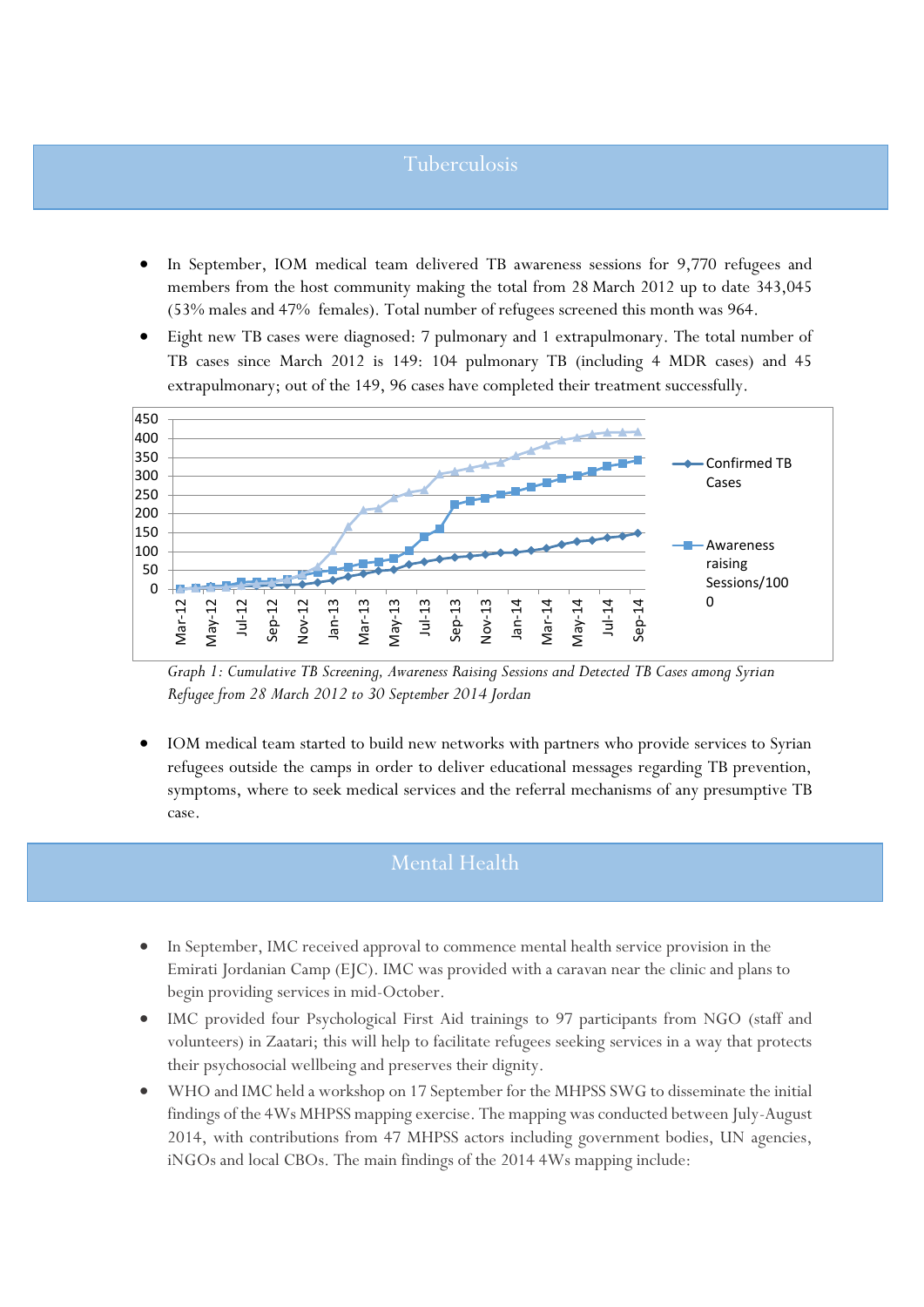## Tuberculosis

- In September, IOM medical team delivered TB awareness sessions for 9,770 refugees and members from the host community making the total from 28 March 2012 up to date 343,045 (53% males and 47% females). Total number of refugees screened this month was 964.
- Eight new TB cases were diagnosed: 7 pulmonary and 1 extrapulmonary. The total number of TB cases since March 2012 is 149: 104 pulmonary TB (including 4 MDR cases) and 45 extrapulmonary; out of the 149, 96 cases have completed their treatment successfully.

*Graph 1: Cumulative TB Screening, Awareness Raising Sessions and Detected TB Cases among Syrian Refugee from 28 March 2012 to 30 September 2014 Jordan*

- IOM medical team started to build new networks with partners who provide services to Syrian refugees outside the camps in order to deliver educational messages regarding TB prevention, symptoms, where to seek medical services and the referral mechanisms of any presumptive TB case.

## Mental Health

- In September, IMC received approval to commence mental health service provision in the Emirati Jordanian Camp (EJC). IMC was provided with a caravan near the clinic and plans to begin providing services in mid-October.
- IMC provided four Psychological First Aid trainings to 97 participants from NGO (staff and volunteers) in Zaatari; this will help to facilitate refugees seeking services in a way that protects their psychosocial wellbeing and preserves their dignity.
- WHO and IMC held a workshop on 17 September for the MHPSS SWG to disseminate the initial findings of the 4Ws MHPSS mapping exercise. The mapping was conducted between July-August 2014, with contributions from 47 MHPSS actors including government bodies, UN agencies, iNGOs and local CBOs. The main findings of the 2014 4Ws mapping include: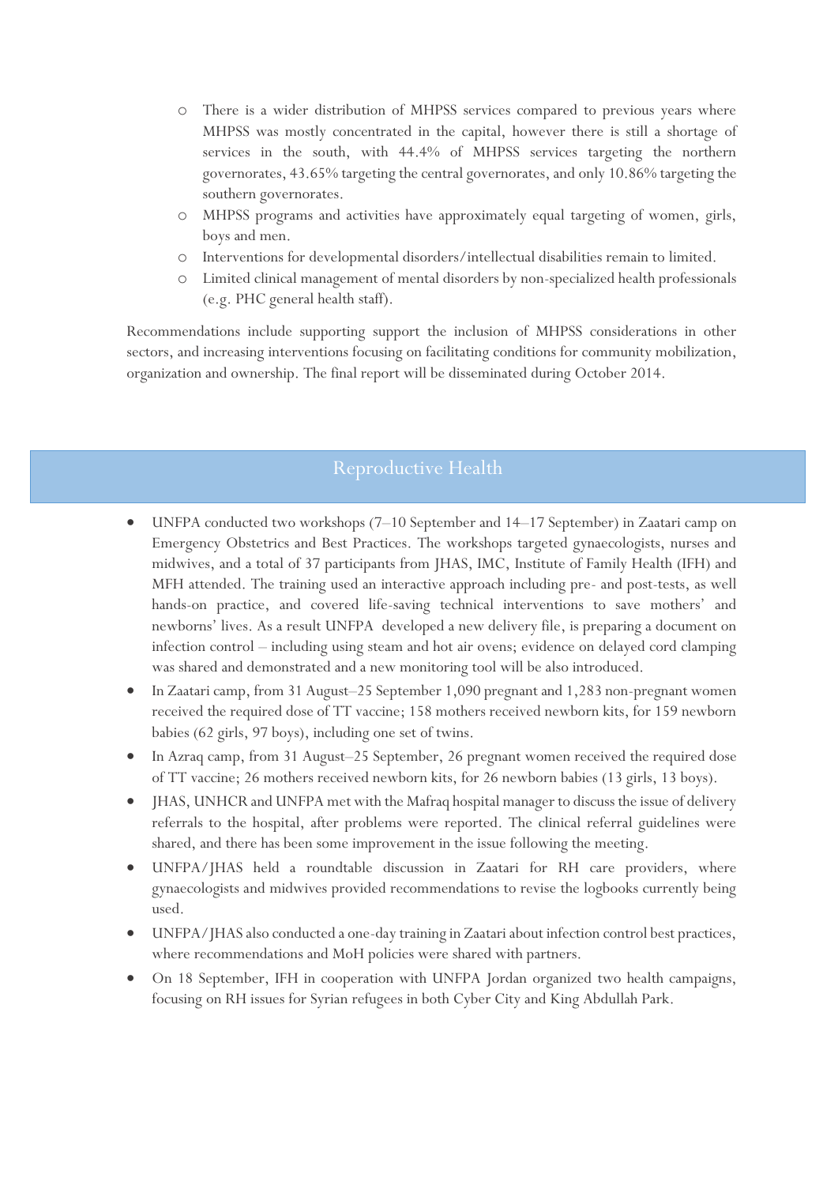- There is a wider distribution of MHPSS services compared to previous years where MHPSS was mostly concentrated in the capital, however there is still a shortage of services in the south, with 44.4% of MHPSS services targeting the northern governorates, 43.65% targeting the central governorates, and only 10.86% targeting the southern governorates.
- MHPSS programs and activities have approximately equal targeting of women, girls, boys and men.
- Interventions for developmental disorders/intellectual disabilities remain to limited.
- Limited clinical management of mental disorders by non-specialized health professionals (e.g. PHC general health staff).

Recommendations include supporting support the inclusion of MHPSS considerations in other sectors, and increasing interventions focusing on facilitating conditions for community mobilization, organization and ownership. The final report will be disseminated during October 2014.

## Reproductive Health

- UNFPA conducted two workshops (7–10 September and 14–17 September) in Zaatari camp on Emergency Obstetrics and Best Practices. The workshops targeted gynaecologists, nurses and midwives, and a total of 37 participants from JHAS, IMC, Institute of Family Health (IFH) and MFH attended. The training used an interactive approach including pre- and post-tests, as well hands-on practice, and covered life-saving technical interventions to save mothers' and newborns' lives. As a result UNFPA developed a new delivery file, is preparing a document on infection control – including using steam and hot air ovens; evidence on delayed cord clamping was shared and demonstrated and a new monitoring tool will be also introduced.
- In Zaatari camp, from 31 August–25 September 1,090 pregnant and 1,283 non-pregnant women received the required dose of TT vaccine; 158 mothers received newborn kits, for 159 newborn babies (62 girls, 97 boys), including one set of twins.
- In Azraq camp, from 31 August–25 September, 26 pregnant women received the required dose of TT vaccine; 26 mothers received newborn kits, for 26 newborn babies (13 girls, 13 boys).
- JHAS, UNHCR and UNFPA met with the Mafraq hospital manager to discuss the issue of delivery referrals to the hospital, after problems were reported. The clinical referral guidelines were shared, and there has been some improvement in the issue following the meeting.
- UNFPA/JHAS held a roundtable discussion in Zaatari for RH care providers, where gynaecologists and midwives provided recommendations to revise the logbooks currently being used.
- UNFPA/JHAS also conducted a one-day training in Zaatari about infection control best practices, where recommendations and MoH policies were shared with partners.
- On 18 September, IFH in cooperation with UNFPA Jordan organized two health campaigns, focusing on RH issues for Syrian refugees in both Cyber City and King Abdullah Park.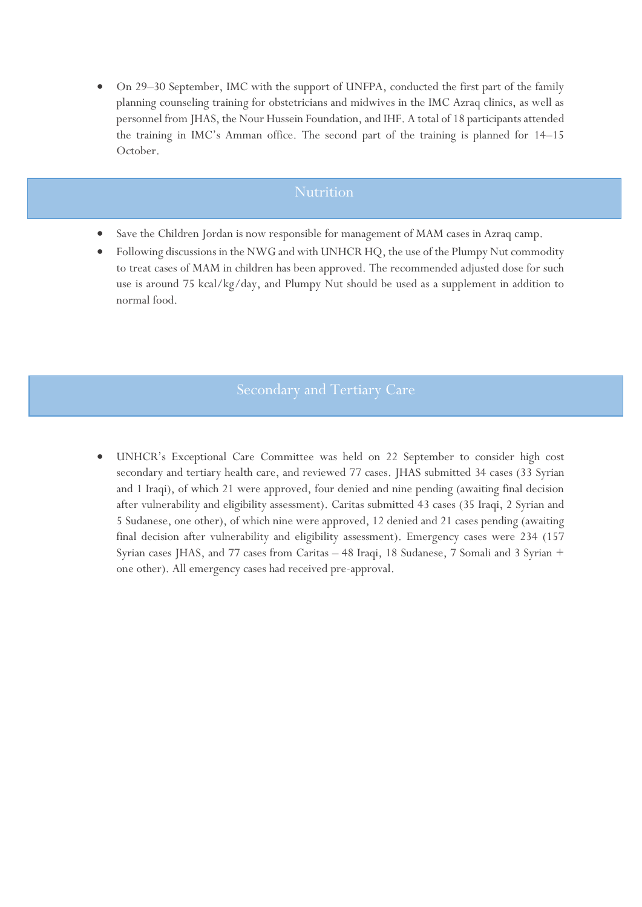- On 29–30 September, IMC with the support of UNFPA, conducted the first part of the family planning counseling training for obstetricians and midwives in the IMC Azraq clinics, as well as personnel from JHAS, the Nour Hussein Foundation, and IHF. A total of 18 participants attended the training in IMC's Amman office. The second part of the training is planned for 14–15 October.

## Nutrition

- Save the Children Jordan is now responsible for management of MAM cases in Azraq camp.
- Following discussions in the NWG and with UNHCR HQ, the use of the Plumpy Nut commodity to treat cases of MAM in children has been approved. The recommended adjusted dose for such use is around 75 kcal/kg/day, and Plumpy Nut should be used as a supplement in addition to normal food.

## Secondary and Tertiary Care

- UNHCR's Exceptional Care Committee was held on 22 September to consider high cost secondary and tertiary health care, and reviewed 77 cases. JHAS submitted 34 cases (33 Syrian and 1 Iraqi), of which 21 were approved, four denied and nine pending (awaiting final decision after vulnerability and eligibility assessment). Caritas submitted 43 cases (35 Iraqi, 2 Syrian and 5 Sudanese, one other), of which nine were approved, 12 denied and 21 cases pending (awaiting final decision after vulnerability and eligibility assessment). Emergency cases were 234 (157 Syrian cases JHAS, and 77 cases from Caritas – 48 Iraqi, 18 Sudanese, 7 Somali and 3 Syrian + one other). All emergency cases had received pre-approval.